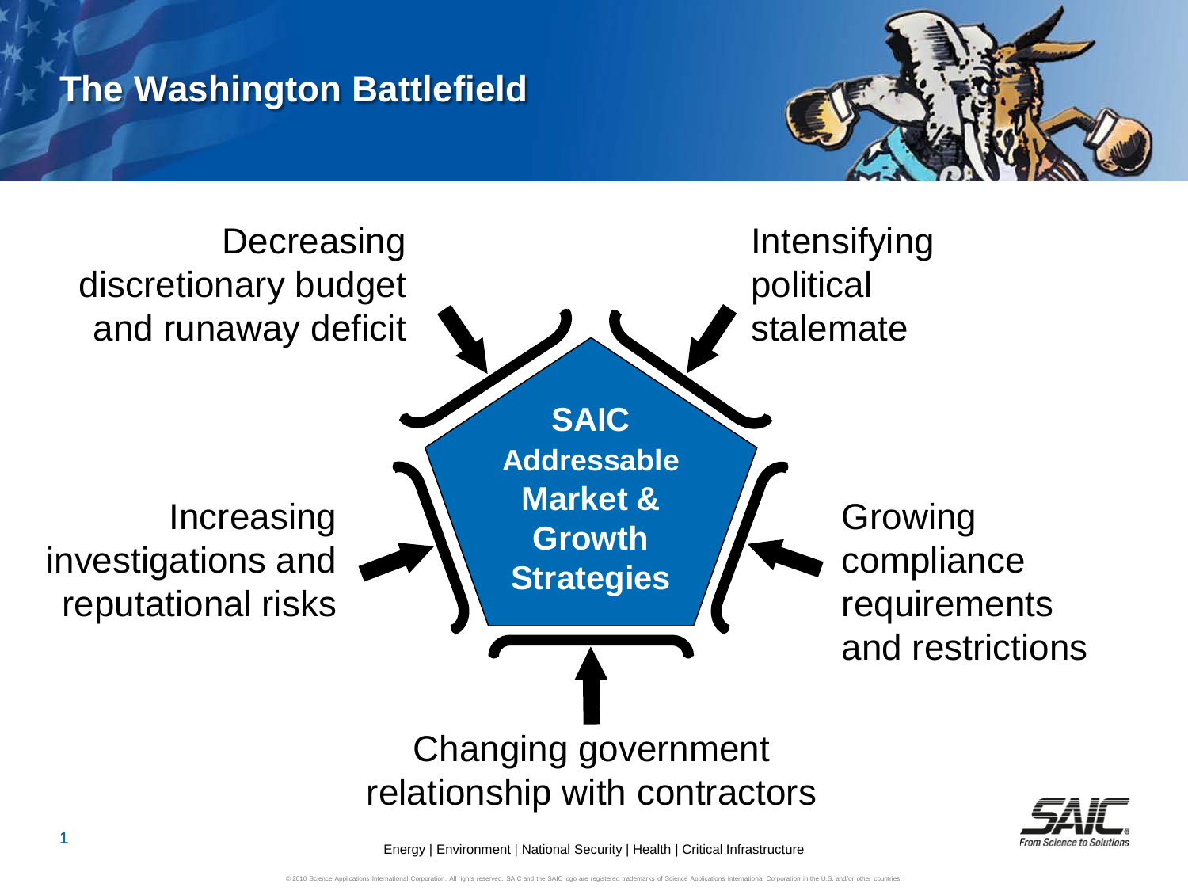# The Washington Battlefield

**SAIC Addressable Market & Growth Strategies**

- Decreasing discretionary budget and runaway deficit
- Intensifying political stalemate
- Increasing investigations and reputational risks
- Growing compliance requirements and restrictions
- Changing government relationship with contractors

Energy | Environment | National Security | Health | Critical Infrastructure

© 2010 Science Applications International Corporation. All rights reserved. SAIC and the SAIC logo are registered trademarks of Science Applications International Corporation in the U.S. and/or other countries.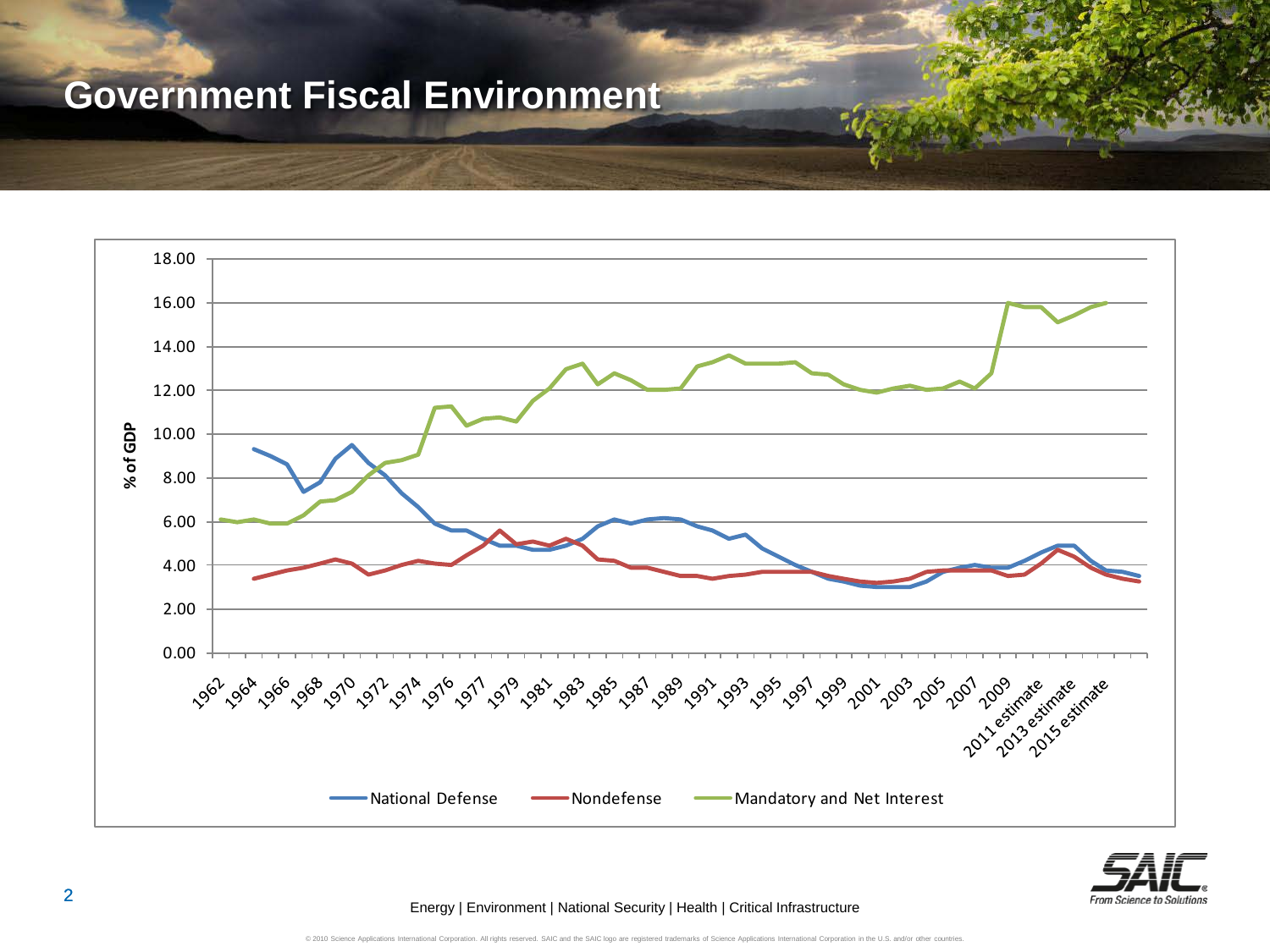# Government Fiscal Environment

% of GDP

18.00
16.00
14.00
12.00
10.00
8.00
6.00
4.00
2.00
0.00

1962 1964 1966 1968 1970 1972 1974 1976 1977 1979 1981 1983 1985 1987 1989 1991 1993 1995 1997 1999 2001 2003 2005 2007 2009 2011 estimate 2013 estimate 2015 estimate

National Defense — Nondefense — Mandatory and Net Interest

Energy | Environment | National Security | Health | Critical Infrastructure

SAIC From Science to Solutions

© 2010 Science Applications International Corporation. All rights reserved. SAIC and the SAIC logo are registered trademarks of Science Applications International Corporation in the U.S. and/or other countries.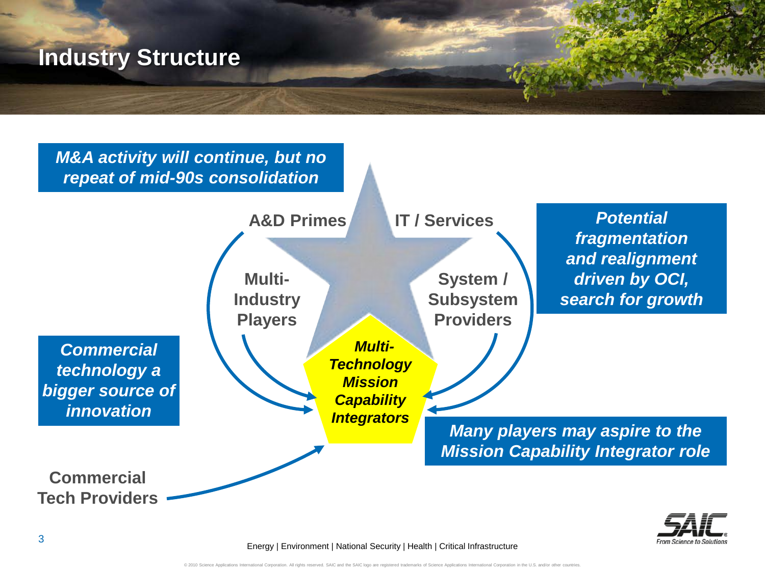# Industry Structure

***M&A activity will continue, but no repeat of mid-90s consolidation***

**A&D Primes**

**IT / Services**

***Potential fragmentation and realignment driven by OCI, search for growth***

**Multi-Industry Players**

**System / Subsystem Providers**

***Commercial technology a bigger source of innovation***

***Multi-Technology Mission Capability Integrators***

***Many players may aspire to the Mission Capability Integrator role***

**Commercial Tech Providers**

Energy | Environment | National Security | Health | Critical Infrastructure

© 2010 Science Applications International Corporation. All rights reserved. SAIC and the SAIC logo are registered trademarks of Science Applications International Corporation in the U.S. and/or other countries.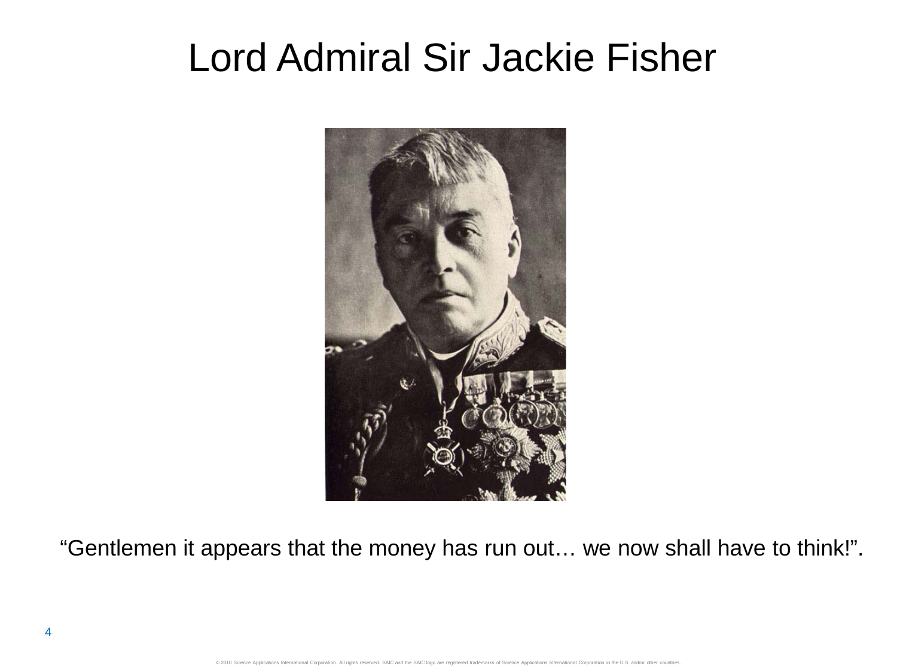# Lord Admiral Sir Jackie Fisher

"Gentlemen it appears that the money has run out… we now shall have to think!".